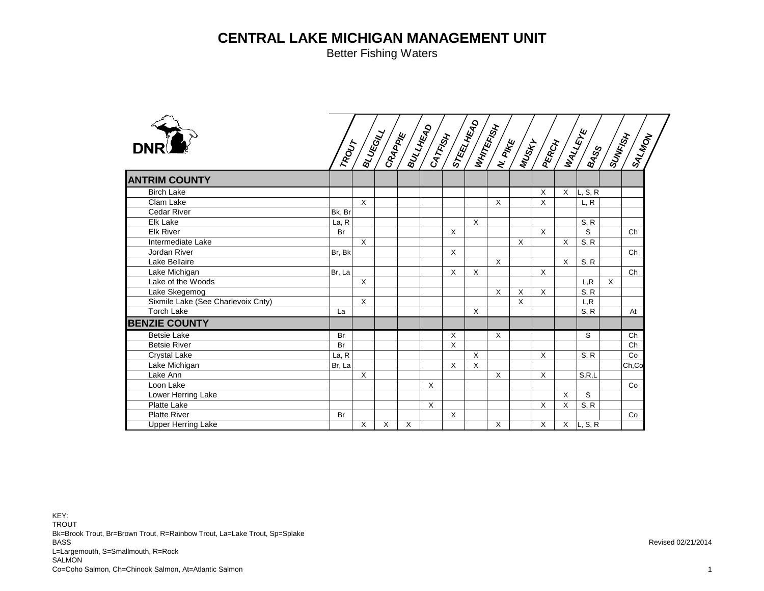# CENTRAL LAKE MICHIGAN MANAGEMENT UNIT

Better Fishing Waters

DNR

| | TROUT | BLUEGILL | CRAPPIE | BULLHEAD | CATFISH | STEELHEAD | WHITEFISH | N. PIKE | MUSKY | PERCH | WALLEYE | BASS | SUNFISH | SALMON |
|---|---|---|---|---|---|---|---|---|---|---|---|---|---|---|
| **ANTRIM COUNTY** | | | | | | | | | | | | | | |
| Birch Lake | | | | | | | | | | X | X | L, S, R | | |
| Clam Lake | | X | | | | | | X | | X | | L, R | | |
| Cedar River | Bk, Br | | | | | | | | | | | | | |
| Elk Lake | La, R | | | | | | X | | | | | S, R | | |
| Elk River | Br | | | | | X | | | | X | | S | | Ch |
| Intermediate Lake | | X | | | | | | | X | | X | S, R | | |
| Jordan River | Br, Bk | | | | | X | | | | | | | | Ch |
| Lake Bellaire | | | | | | | | X | | | X | S, R | | |
| Lake Michigan | Br, La | | | | | X | X | | | X | | | | Ch |
| Lake of the Woods | | X | | | | | | | | | | L,R | X | |
| Lake Skegemog | | | | | | | | X | X | X | | S, R | | |
| Sixmile Lake (See Charlevoix Cnty) | | X | | | | | | | X | | | L,R | | |
| Torch Lake | La | | | | | | X | | | | | S, R | | At |
| **BENZIE COUNTY** | | | | | | | | | | | | | | |
| Betsie Lake | Br | | | | | X | | X | | | | S | | Ch |
| Betsie River | Br | | | | | X | | | | | | | | Ch |
| Crystal Lake | La, R | | | | | | X | | | X | | S, R | | Co |
| Lake Michigan | Br, La | | | | | X | X | | | | | | | Ch,Co |
| Lake Ann | | X | | | | | | X | | X | | S,R,L | | |
| Loon Lake | | | | | X | | | | | | | | | Co |
| Lower Herring Lake | | | | | | | | | | | X | S | | |
| Platte Lake | | | | | X | | | | | X | X | S, R | | |
| Platte River | Br | | | | | X | | | | | | | | Co |
| Upper Herring Lake | | X | X | X | | | | X | | X | X | L, S, R | | |

KEY:
TROUT
Bk=Brook Trout, Br=Brown Trout, R=Rainbow Trout, La=Lake Trout, Sp=Splake
BASS
L=Largemouth, S=Smallmouth, R=Rock
SALMON
Co=Coho Salmon, Ch=Chinook Salmon, At=Atlantic Salmon

Revised 02/21/2014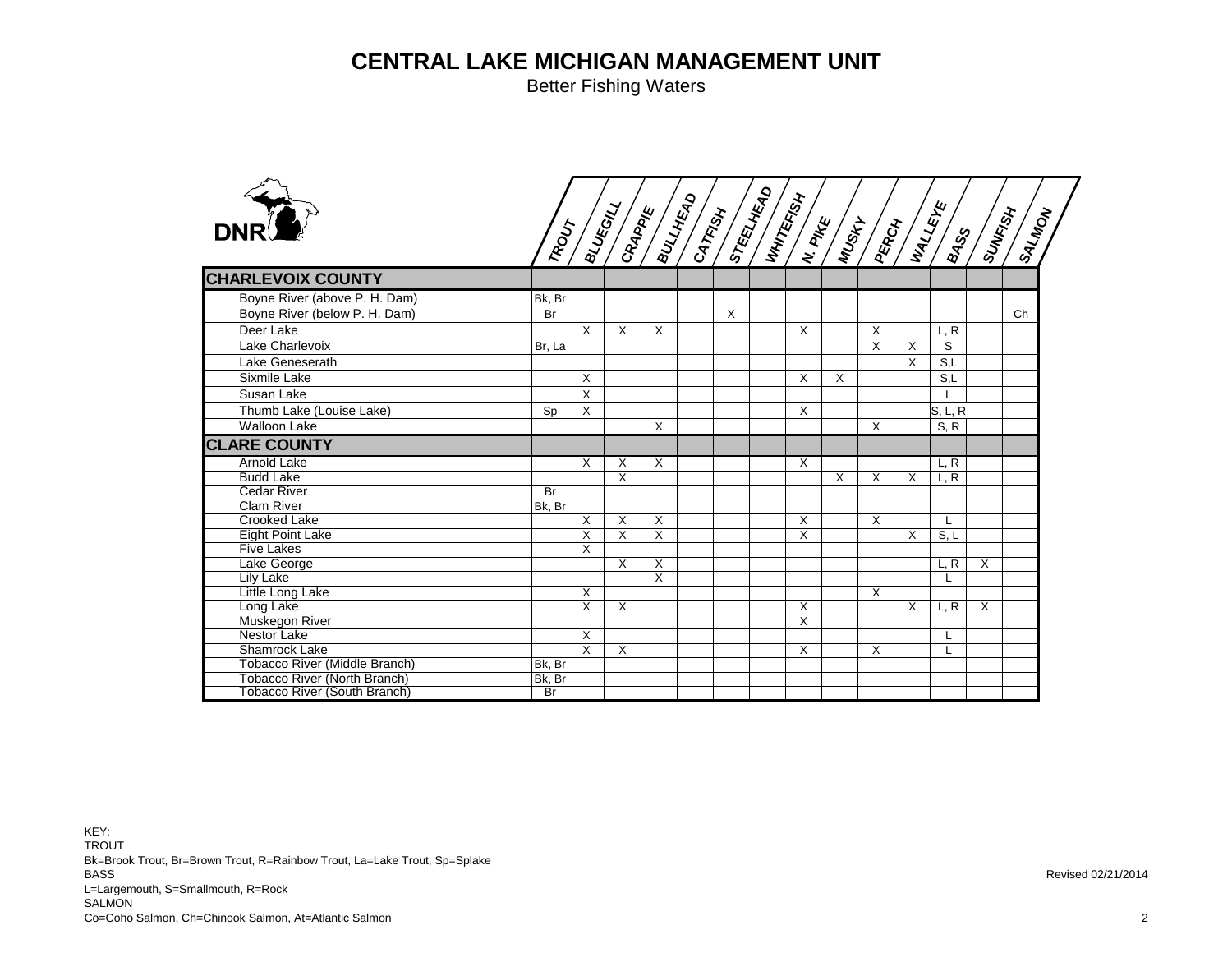# CENTRAL LAKE MICHIGAN MANAGEMENT UNIT

Better Fishing Waters

| | TROUT | BLUEGILL | CRAPPIE | BULLHEAD | CATFISH | STEELHEAD | WHITEFISH | N. PIKE | MUSKY | PERCH | WALLEYE | BASS | SUNFISH | SALMON |
|---|---|---|---|---|---|---|---|---|---|---|---|---|---|---|
| **CHARLEVOIX COUNTY** | | | | | | | | | | | | | | |
| Boyne River (above P. H. Dam) | Bk, Br | | | | | | | | | | | | | |
| Boyne River (below P. H. Dam) | Br | | | | | X | | | | | | | | Ch |
| Deer Lake | | X | X | X | | | | X | | X | | L, R | | |
| Lake Charlevoix | Br, La | | | | | | | | | X | X | S | | |
| Lake Geneserath | | | | | | | | | | | X | S,L | | |
| Sixmile Lake | | X | | | | | | X | X | | | S,L | | |
| Susan Lake | | X | | | | | | | | | | L | | |
| Thumb Lake (Louise Lake) | Sp | X | | | | | | X | | | | S, L, R | | |
| Walloon Lake | | | | X | | | | | | X | | S, R | | |
| **CLARE COUNTY** | | | | | | | | | | | | | | |
| Arnold Lake | | X | X | X | | | | X | | | | L, R | | |
| Budd Lake | | | X | | | | | | X | X | X | L, R | | |
| Cedar River | Br | | | | | | | | | | | | | |
| Clam River | Bk, Br | | | | | | | | | | | | | |
| Crooked Lake | | X | X | X | | | | X | | X | | L | | |
| Eight Point Lake | | X | X | X | | | | X | | | X | S, L | | |
| Five Lakes | | X | | | | | | | | | | | | |
| Lake George | | | X | X | | | | | | | | L, R | X | |
| Lily Lake | | | | X | | | | | | | | L | | |
| Little Long Lake | | X | | | | | | | | X | | | | |
| Long Lake | | X | X | | | | | X | | | X | L, R | X | |
| Muskegon River | | | | | | | | X | | | | | | |
| Nestor Lake | | X | | | | | | | | | | L | | |
| Shamrock Lake | | X | X | | | | | X | | X | | L | | |
| Tobacco River (Middle Branch) | Bk, Br | | | | | | | | | | | | | |
| Tobacco River (North Branch) | Bk, Br | | | | | | | | | | | | | |
| Tobacco River (South Branch) | Br | | | | | | | | | | | | | |

KEY:
TROUT
Bk=Brook Trout, Br=Brown Trout, R=Rainbow Trout, La=Lake Trout, Sp=Splake
BASS
L=Largemouth, S=Smallmouth, R=Rock
SALMON
Co=Coho Salmon, Ch=Chinook Salmon, At=Atlantic Salmon

Revised 02/21/2014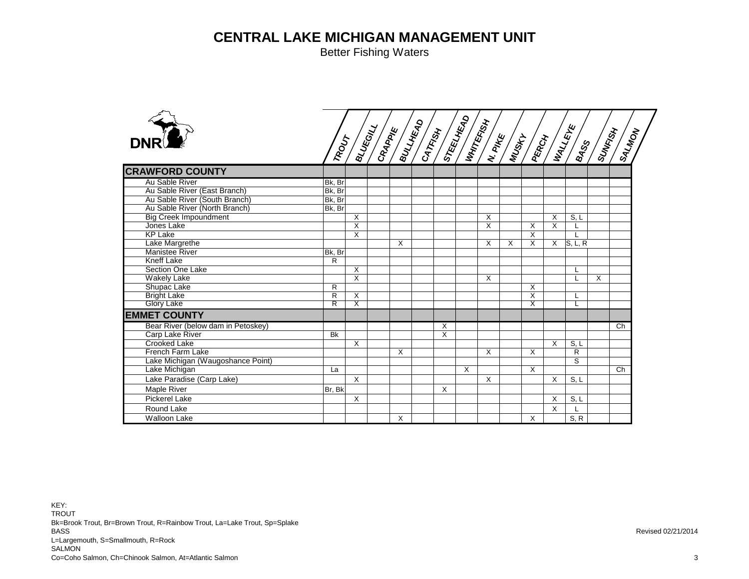# CENTRAL LAKE MICHIGAN MANAGEMENT UNIT

Better Fishing Waters

DNR

| | TROUT | BLUEGILL | CRAPPIE | BULLHEAD | CATFISH | STEELHEAD | WHITEFISH | N. PIKE | MUSKY | PERCH | WALLEYE | BASS | SUNFISH | SALMON |
|---|---|---|---|---|---|---|---|---|---|---|---|---|---|---|
| **CRAWFORD COUNTY** | | | | | | | | | | | | | | |
| Au Sable River | Bk, Br | | | | | | | | | | | | | |
| Au Sable River (East Branch) | Bk, Br | | | | | | | | | | | | | |
| Au Sable River (South Branch) | Bk, Br | | | | | | | | | | | | | |
| Au Sable River (North Branch) | Bk, Br | | | | | | | | | | | | | |
| Big Creek Impoundment | | X | | | | | | X | | | X | S, L | | |
| Jones Lake | | X | | | | | | X | | X | X | L | | |
| KP Lake | | X | | | | | | | | X | | L | | |
| Lake Margrethe | | | | X | | | | X | X | X | X | S, L, R | | |
| Manistee River | Bk, Br | | | | | | | | | | | | | |
| Kneff Lake | R | | | | | | | | | | | | | |
| Section One Lake | | X | | | | | | | | | | L | | |
| Wakely Lake | | X | | | | | | X | | | | L | X | |
| Shupac Lake | R | | | | | | | | | X | | | | |
| Bright Lake | R | X | | | | | | | | X | | L | | |
| Glory Lake | R | X | | | | | | | | X | | L | | |
| **EMMET COUNTY** | | | | | | | | | | | | | | |
| Bear River (below dam in Petoskey) | | | | | | X | | | | | | | | Ch |
| Carp Lake River | Bk | | | | | X | | | | | | | | |
| Crooked Lake | | X | | | | | | | | | X | S, L | | |
| French Farm Lake | | | | X | | | | X | | X | | R | | |
| Lake Michigan (Waugoshance Point) | | | | | | | | | | | | S | | |
| Lake Michigan | La | | | | | | X | | | X | | | | Ch |
| Lake Paradise (Carp Lake) | | X | | | | | | X | | | X | S, L | | |
| Maple River | Br, Bk | | | | | X | | | | | | | | |
| Pickerel Lake | | X | | | | | | | | | X | S, L | | |
| Round Lake | | | | | | | | | | | X | L | | |
| Walloon Lake | | | | X | | | | | | X | | S, R | | |

KEY:
TROUT
Bk=Brook Trout, Br=Brown Trout, R=Rainbow Trout, La=Lake Trout, Sp=Splake
BASS
L=Largemouth, S=Smallmouth, R=Rock
SALMON
Co=Coho Salmon, Ch=Chinook Salmon, At=Atlantic Salmon

Revised 02/21/2014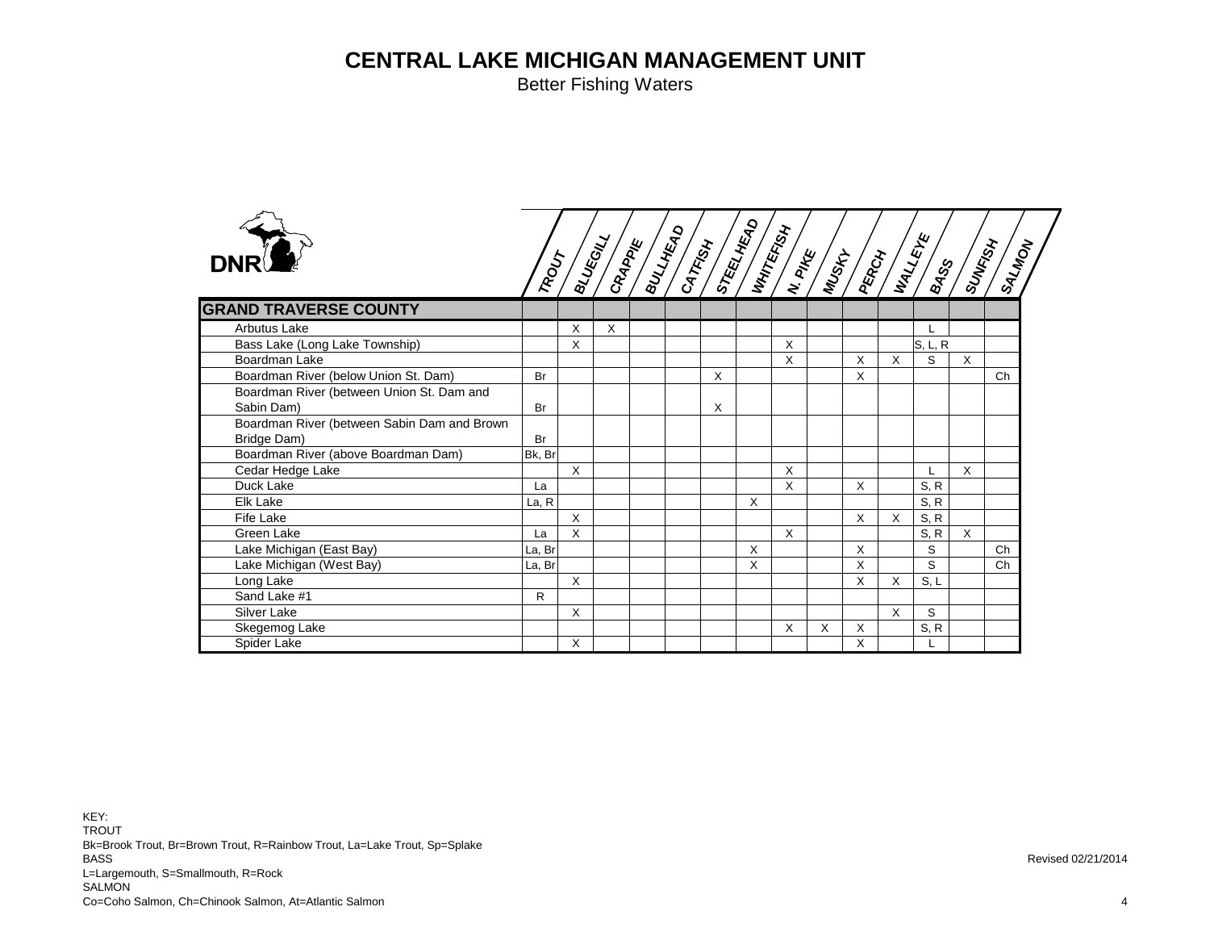# CENTRAL LAKE MICHIGAN MANAGEMENT UNIT

Better Fishing Waters

| DNR | TROUT | BLUEGILL | CRAPPIE | BULLHEAD | CATFISH | STEELHEAD | WHITEFISH | N. PIKE | MUSKY | PERCH | WALLEYE | BASS | SUNFISH | SALMON |
|---|---|---|---|---|---|---|---|---|---|---|---|---|---|---|
| **GRAND TRAVERSE COUNTY** | | | | | | | | | | | | | | |
| Arbutus Lake | | X | X | | | | | | | | | L | | |
| Bass Lake (Long Lake Township) | | X | | | | | | X | | | | S, L, R | | |
| Boardman Lake | | | | | | | | X | | X | X | S | X | |
| Boardman River (below Union St. Dam) | Br | | | | | X | | | | X | | | | Ch |
| Boardman River (between Union St. Dam and Sabin Dam) | Br | | | | | X | | | | | | | | |
| Boardman River (between Sabin Dam and Brown Bridge Dam) | Br | | | | | | | | | | | | | |
| Boardman River (above Boardman Dam) | Bk, Br | | | | | | | | | | | | | |
| Cedar Hedge Lake | | X | | | | | | X | | | | L | X | |
| Duck Lake | La | | | | | | | X | | X | | S, R | | |
| Elk Lake | La, R | | | | | | X | | | | | S, R | | |
| Fife Lake | | X | | | | | | | | X | X | S, R | | |
| Green Lake | La | X | | | | | | X | | | | S, R | X | |
| Lake Michigan (East Bay) | La, Br | | | | | | X | | | X | | S | | Ch |
| Lake Michigan (West Bay) | La, Br | | | | | | X | | | X | | S | | Ch |
| Long Lake | | X | | | | | | | | X | X | S, L | | |
| Sand Lake #1 | R | | | | | | | | | | | | | |
| Silver Lake | | X | | | | | | | | | X | S | | |
| Skegemog Lake | | | | | | | | X | X | X | | S, R | | |
| Spider Lake | | X | | | | | | | | X | | L | | |

KEY:
TROUT
Bk=Brook Trout, Br=Brown Trout, R=Rainbow Trout, La=Lake Trout, Sp=Splake
BASS
L=Largemouth, S=Smallmouth, R=Rock
SALMON
Co=Coho Salmon, Ch=Chinook Salmon, At=Atlantic Salmon

Revised 02/21/2014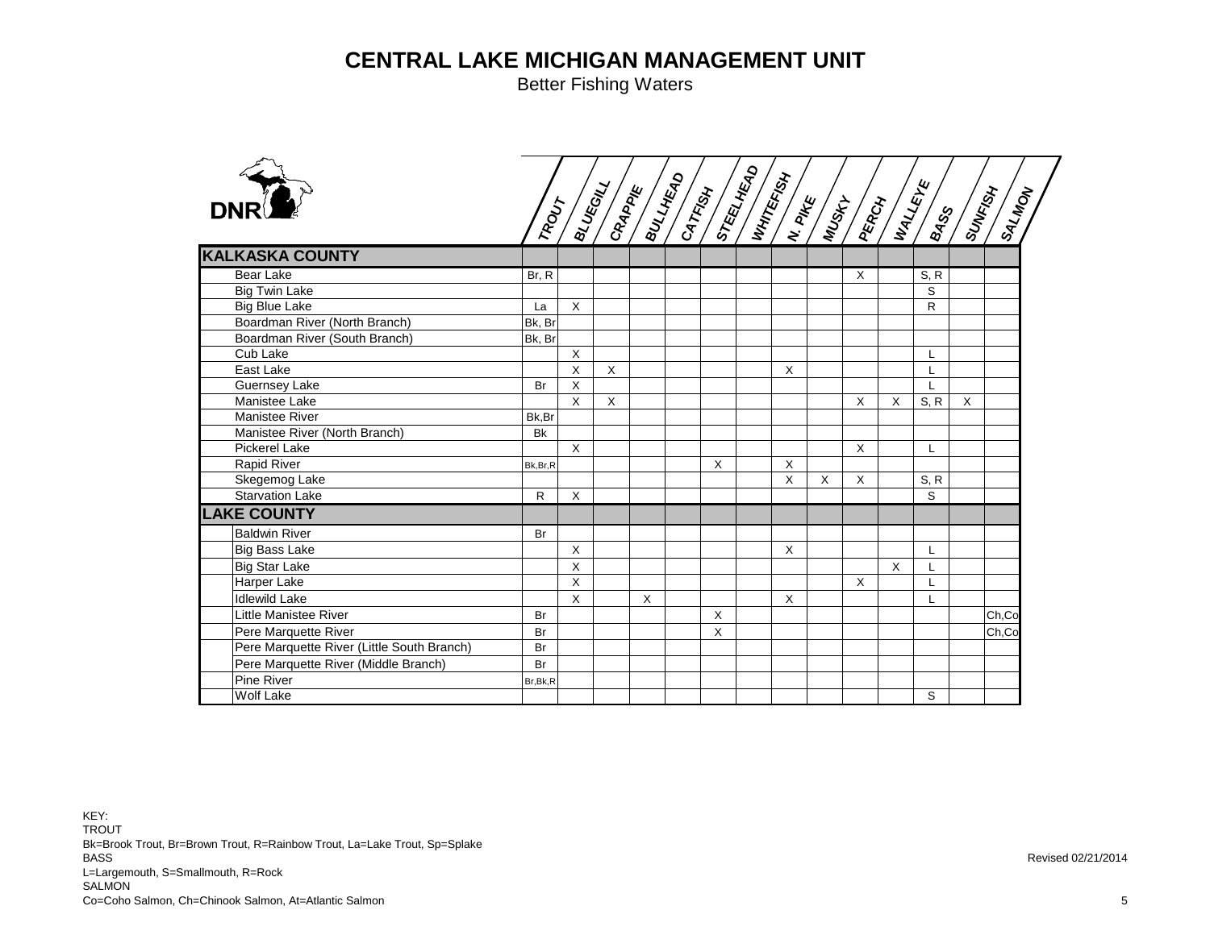# CENTRAL LAKE MICHIGAN MANAGEMENT UNIT

Better Fishing Waters

| | TROUT | BLUEGILL | CRAPPIE | BULLHEAD | CATFISH | STEELHEAD | WHITEFISH | N. PIKE | MUSKY | PERCH | WALLEYE | BASS | SUNFISH | SALMON |
|---|---|---|---|---|---|---|---|---|---|---|---|---|---|---|
| **KALKASKA COUNTY** | | | | | | | | | | | | | | |
| Bear Lake | Br, R | | | | | | | | | X | | S, R | | |
| Big Twin Lake | | | | | | | | | | | | S | | |
| Big Blue Lake | La | X | | | | | | | | | | R | | |
| Boardman River (North Branch) | Bk, Br | | | | | | | | | | | | | |
| Boardman River (South Branch) | Bk, Br | | | | | | | | | | | | | |
| Cub Lake | | X | | | | | | | | | | L | | |
| East Lake | | X | X | | | | | X | | | | L | | |
| Guernsey Lake | Br | X | | | | | | | | | | L | | |
| Manistee Lake | | X | X | | | | | | | X | X | S, R | X | |
| Manistee River | Bk,Br | | | | | | | | | | | | | |
| Manistee River (North Branch) | Bk | | | | | | | | | | | | | |
| Pickerel Lake | | X | | | | | | | | X | | L | | |
| Rapid River | Bk,Br,R | | | | | X | | X | | | | | | |
| Skegemog Lake | | | | | | | | X | X | X | | S, R | | |
| Starvation Lake | R | X | | | | | | | | | | S | | |
| **LAKE COUNTY** | | | | | | | | | | | | | | |
| Baldwin River | Br | | | | | | | | | | | | | |
| Big Bass Lake | | X | | | | | | X | | | | L | | |
| Big Star Lake | | X | | | | | | | | | X | L | | |
| Harper Lake | | X | | | | | | | | X | | L | | |
| Idlewild Lake | | X | | X | | | | X | | | | L | | |
| Little Manistee River | Br | | | | | X | | | | | | | | Ch,Co |
| Pere Marquette River | Br | | | | | X | | | | | | | | Ch,Co |
| Pere Marquette River (Little South Branch) | Br | | | | | | | | | | | | | |
| Pere Marquette River (Middle Branch) | Br | | | | | | | | | | | | | |
| Pine River | Br,Bk,R | | | | | | | | | | | | | |
| Wolf Lake | | | | | | | | | | | | S | | |

KEY:
TROUT
Bk=Brook Trout, Br=Brown Trout, R=Rainbow Trout, La=Lake Trout, Sp=Splake
BASS
L=Largemouth, S=Smallmouth, R=Rock
SALMON
Co=Coho Salmon, Ch=Chinook Salmon, At=Atlantic Salmon

Revised 02/21/2014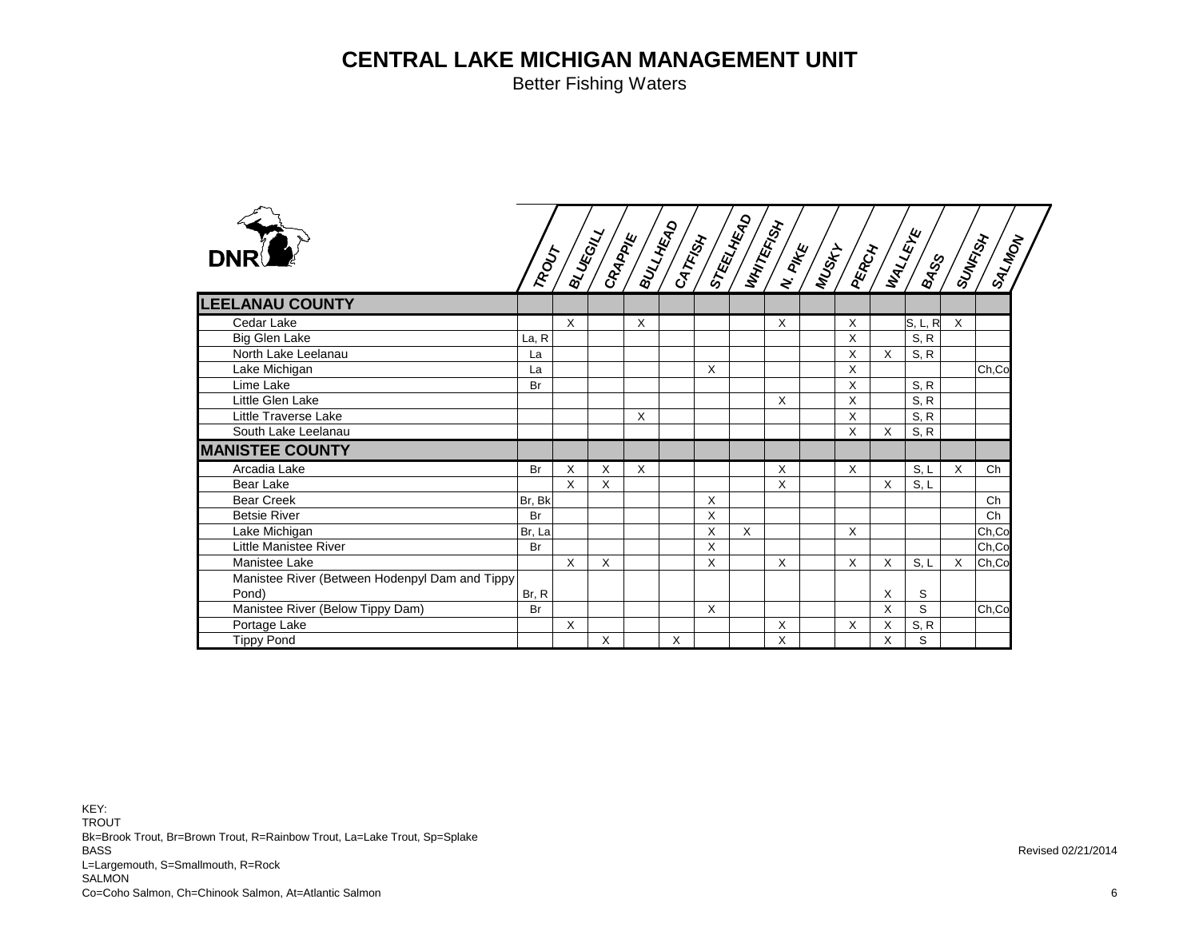# CENTRAL LAKE MICHIGAN MANAGEMENT UNIT

Better Fishing Waters

| | TROUT | BLUEGILL | CRAPPIE | BULLHEAD | CATFISH | STEELHEAD | WHITEFISH | N. PIKE | MUSKY | PERCH | WALLEYE | BASS | SUNFISH | SALMON |
|---|---|---|---|---|---|---|---|---|---|---|---|---|---|---|
| **LEELANAU COUNTY** | | | | | | | | | | | | | | |
| Cedar Lake | | X | | X | | | | X | | X | | S, L, R | X | |
| Big Glen Lake | La, R | | | | | | | | | X | | S, R | | |
| North Lake Leelanau | La | | | | | | | | | X | X | S, R | | |
| Lake Michigan | La | | | | | X | | | | X | | | | Ch,Co |
| Lime Lake | Br | | | | | | | | | X | | S, R | | |
| Little Glen Lake | | | | | | | | X | | X | | S, R | | |
| Little Traverse Lake | | | | X | | | | | | X | | S, R | | |
| South Lake Leelanau | | | | | | | | | | X | X | S, R | | |
| **MANISTEE COUNTY** | | | | | | | | | | | | | | |
| Arcadia Lake | Br | X | X | X | | | | X | | X | | S, L | X | Ch |
| Bear Lake | | X | X | | | | | X | | | X | S, L | | |
| Bear Creek | Br, Bk | | | | | X | | | | | | | | Ch |
| Betsie River | Br | | | | | X | | | | | | | | Ch |
| Lake Michigan | Br, La | | | | | X | X | | | X | | | | Ch,Co |
| Little Manistee River | Br | | | | | X | | | | | | | | Ch,Co |
| Manistee Lake | | X | X | | | X | | X | | X | X | S, L | X | Ch,Co |
| Manistee River (Between Hodenpyl Dam and Tippy Pond) | Br, R | | | | | | | | | | X | S | | |
| Manistee River (Below Tippy Dam) | Br | | | | | X | | | | | X | S | | Ch,Co |
| Portage Lake | | X | | | | | | X | | X | X | S, R | | |
| Tippy Pond | | | X | | X | | | X | | | X | S | | |

KEY:
TROUT
Bk=Brook Trout, Br=Brown Trout, R=Rainbow Trout, La=Lake Trout, Sp=Splake
BASS
L=Largemouth, S=Smallmouth, R=Rock
SALMON
Co=Coho Salmon, Ch=Chinook Salmon, At=Atlantic Salmon

Revised 02/21/2014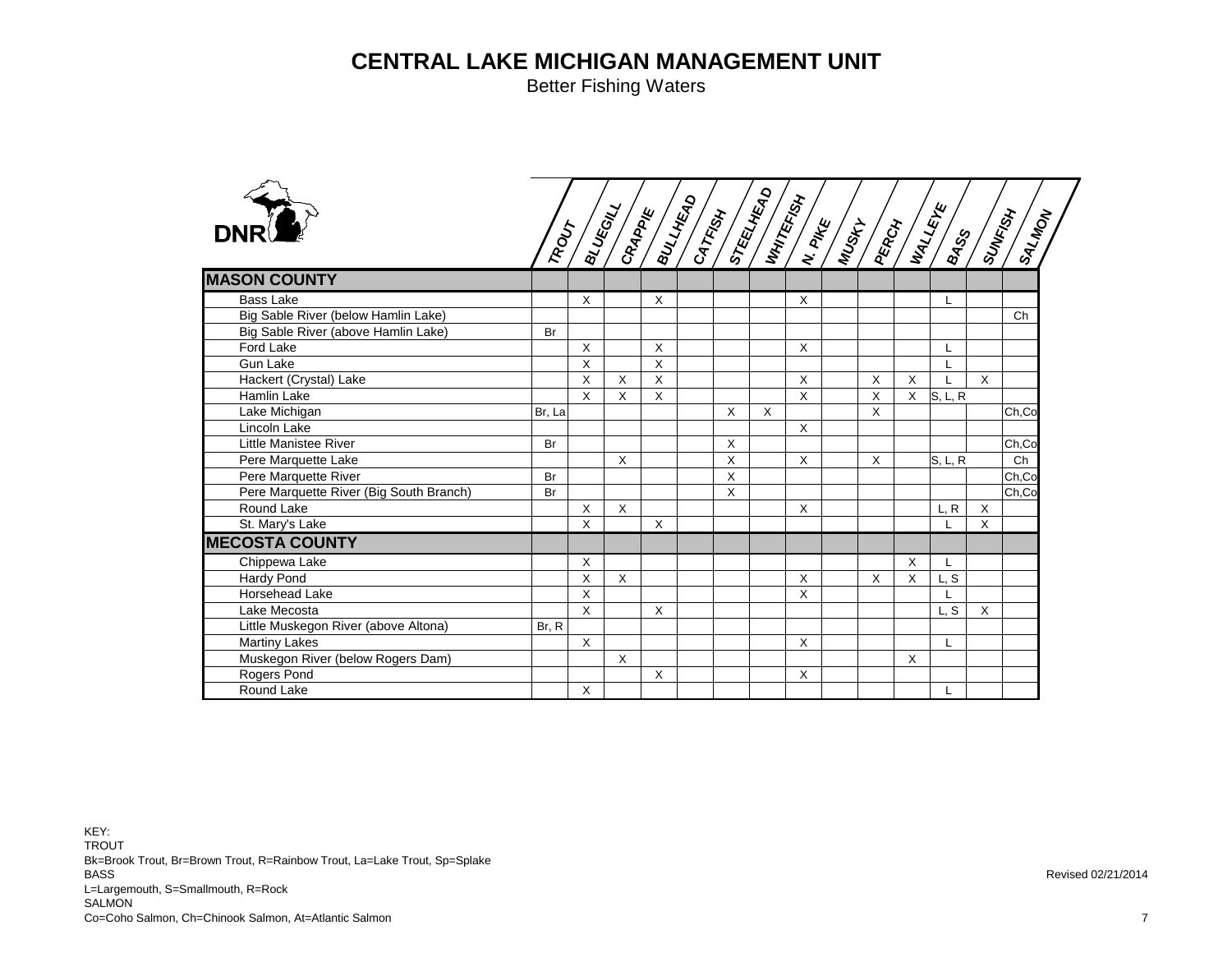# CENTRAL LAKE MICHIGAN MANAGEMENT UNIT

Better Fishing Waters

| | TROUT | BLUEGILL | CRAPPIE | BULLHEAD | CATFISH | STEELHEAD | WHITEFISH | N. PIKE | MUSKY | PERCH | WALLEYE | BASS | SUNFISH | SALMON |
|---|---|---|---|---|---|---|---|---|---|---|---|---|---|---|
| **MASON COUNTY** | | | | | | | | | | | | | | |
| Bass Lake | | X | | X | | | | X | | | | L | | |
| Big Sable River (below Hamlin Lake) | | | | | | | | | | | | | | Ch |
| Big Sable River (above Hamlin Lake) | Br | | | | | | | | | | | | | |
| Ford Lake | | X | | X | | | | X | | | | L | | |
| Gun Lake | | X | | X | | | | | | | | L | | |
| Hackert (Crystal) Lake | | X | X | X | | | | X | | X | X | L | X | |
| Hamlin Lake | | X | X | X | | | | X | | X | X | S, L, R | | |
| Lake Michigan | Br, La | | | | | X | X | | | X | | | | Ch,Co |
| Lincoln Lake | | | | | | | | X | | | | | | |
| Little Manistee River | Br | | | | | X | | | | | | | | Ch,Co |
| Pere Marquette Lake | | | X | | | X | | X | | X | | S, L, R | | Ch |
| Pere Marquette River | Br | | | | | X | | | | | | | | Ch,Co |
| Pere Marquette River (Big South Branch) | Br | | | | | X | | | | | | | | Ch,Co |
| Round Lake | | X | X | | | | | X | | | | L, R | X | |
| St. Mary's Lake | | X | | X | | | | | | | | L | X | |
| **MECOSTA COUNTY** | | | | | | | | | | | | | | |
| Chippewa Lake | | X | | | | | | | | | X | L | | |
| Hardy Pond | | X | X | | | | | X | | X | X | L, S | | |
| Horsehead Lake | | X | | | | | | X | | | | L | | |
| Lake Mecosta | | X | | X | | | | | | | | L, S | X | |
| Little Muskegon River (above Altona) | Br, R | | | | | | | | | | | | | |
| Martiny Lakes | | X | | | | | | X | | | | L | | |
| Muskegon River (below Rogers Dam) | | | X | | | | | | | | X | | | |
| Rogers Pond | | | | X | | | | X | | | | | | |
| Round Lake | | X | | | | | | | | | | L | | |

KEY:
TROUT
Bk=Brook Trout, Br=Brown Trout, R=Rainbow Trout, La=Lake Trout, Sp=Splake
BASS
L=Largemouth, S=Smallmouth, R=Rock
SALMON
Co=Coho Salmon, Ch=Chinook Salmon, At=Atlantic Salmon

Revised 02/21/2014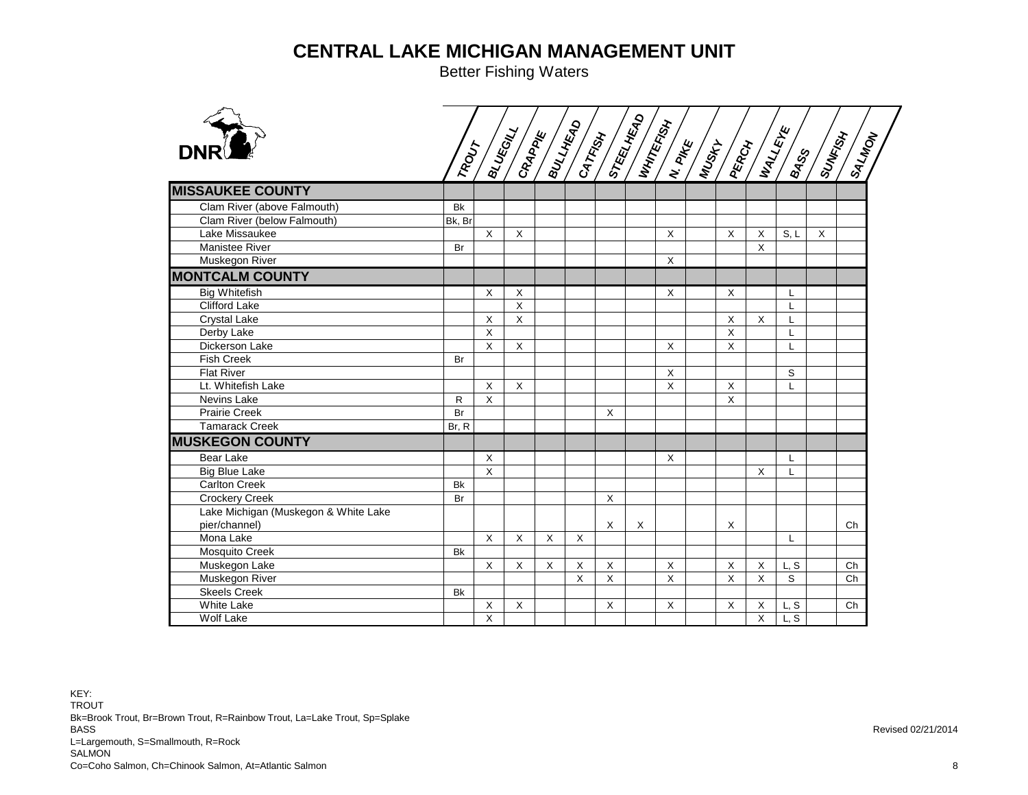# CENTRAL LAKE MICHIGAN MANAGEMENT UNIT

Better Fishing Waters

| | TROUT | BLUEGILL | CRAPPIE | BULLHEAD | CATFISH | STEELHEAD | WHITEFISH | N. PIKE | MUSKY | PERCH | WALLEYE | BASS | SUNFISH | SALMON |
|---|---|---|---|---|---|---|---|---|---|---|---|---|---|---|
| **MISSAUKEE COUNTY** | | | | | | | | | | | | | | |
| Clam River (above Falmouth) | Bk | | | | | | | | | | | | | |
| Clam River (below Falmouth) | Bk, Br | | | | | | | | | | | | | |
| Lake Missaukee | | X | X | | | | | X | | X | X | S, L | X | |
| Manistee River | Br | | | | | | | | | | X | | | |
| Muskegon River | | | | | | | | X | | | | | | |
| **MONTCALM COUNTY** | | | | | | | | | | | | | | |
| Big Whitefish | | X | X | | | | | X | | X | | L | | |
| Clifford Lake | | | X | | | | | | | | | L | | |
| Crystal Lake | | X | X | | | | | | | X | X | L | | |
| Derby Lake | | X | | | | | | | | X | | L | | |
| Dickerson Lake | | X | X | | | | | X | | X | | L | | |
| Fish Creek | Br | | | | | | | | | | | | | |
| Flat River | | | | | | | | X | | | | S | | |
| Lt. Whitefish Lake | | X | X | | | | | X | | X | | L | | |
| Nevins Lake | R | X | | | | | | | | X | | | | |
| Prairie Creek | Br | | | | | X | | | | | | | | |
| Tamarack Creek | Br, R | | | | | | | | | | | | | |
| **MUSKEGON COUNTY** | | | | | | | | | | | | | | |
| Bear Lake | | X | | | | | | X | | | | L | | |
| Big Blue Lake | | X | | | | | | | | | X | L | | |
| Carlton Creek | Bk | | | | | | | | | | | | | |
| Crockery Creek | Br | | | | | X | | | | | | | | |
| Lake Michigan (Muskegon & White Lake pier/channel) | | | | | | X | X | | | X | | | | Ch |
| Mona Lake | | X | X | X | X | | | | | | | L | | |
| Mosquito Creek | Bk | | | | | | | | | | | | | |
| Muskegon Lake | | X | X | X | X | X | | X | | X | X | L, S | | Ch |
| Muskegon River | | | | | X | X | | X | | X | X | S | | Ch |
| Skeels Creek | Bk | | | | | | | | | | | | | |
| White Lake | | X | X | | | X | | X | | X | X | L, S | | Ch |
| Wolf Lake | | X | | | | | | | | | X | L, S | | |

KEY:
TROUT
Bk=Brook Trout, Br=Brown Trout, R=Rainbow Trout, La=Lake Trout, Sp=Splake
BASS
L=Largemouth, S=Smallmouth, R=Rock
SALMON
Co=Coho Salmon, Ch=Chinook Salmon, At=Atlantic Salmon

Revised 02/21/2014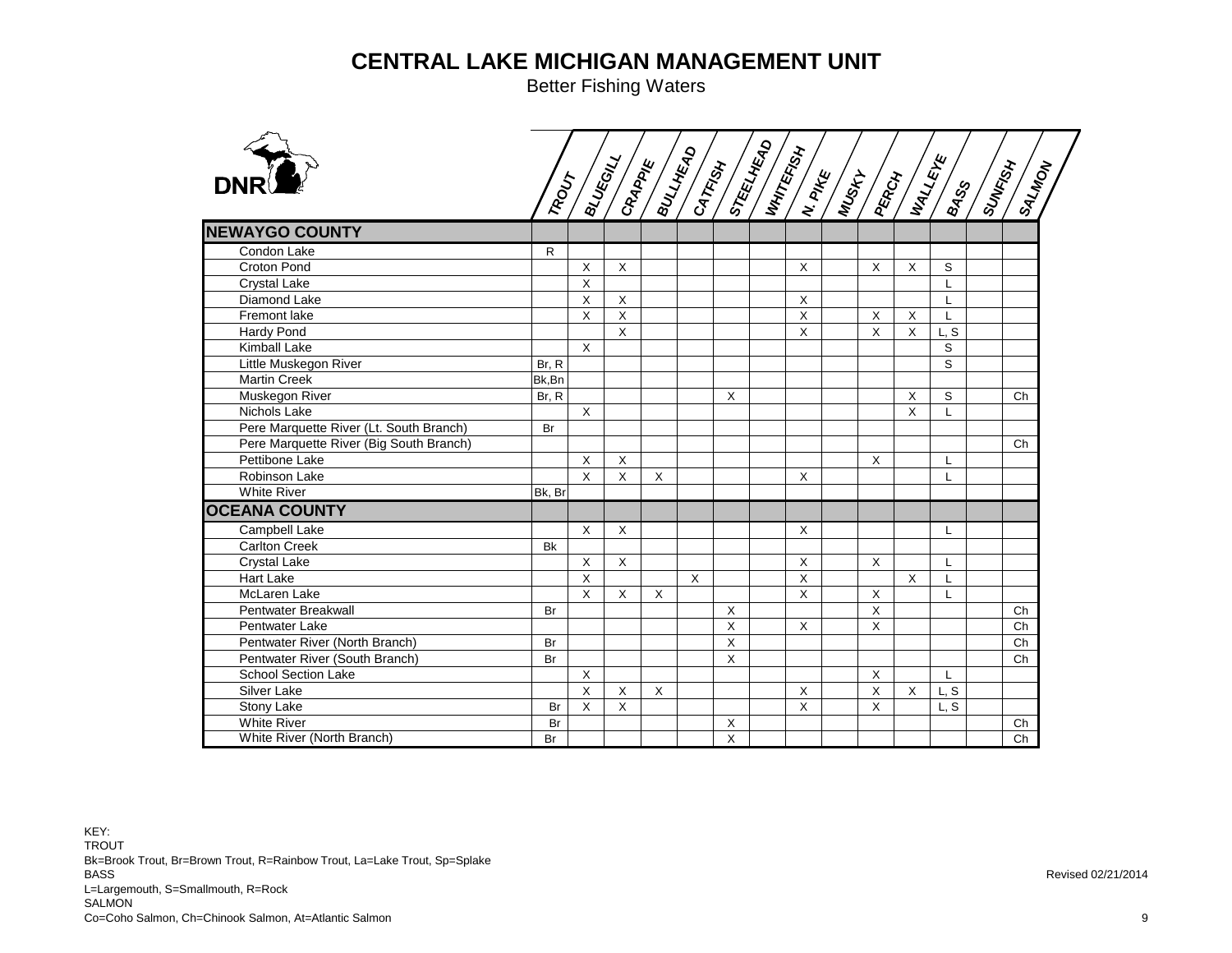# CENTRAL LAKE MICHIGAN MANAGEMENT UNIT

Better Fishing Waters

| | TROUT | BLUEGILL | CRAPPIE | BULLHEAD | CATFISH | STEELHEAD | WHITEFISH | N. PIKE | MUSKY | PERCH | WALLEYE | BASS | SUNFISH | SALMON |
|---|---|---|---|---|---|---|---|---|---|---|---|---|---|---|
| **NEWAYGO COUNTY** | | | | | | | | | | | | | | |
| Condon Lake | R | | | | | | | | | | | | | |
| Croton Pond | | X | X | | | | | X | | X | X | S | | |
| Crystal Lake | | X | | | | | | | | | | L | | |
| Diamond Lake | | X | X | | | | | X | | | | L | | |
| Fremont lake | | X | X | | | | | X | | X | X | L | | |
| Hardy Pond | | | X | | | | | X | | X | X | L, S | | |
| Kimball Lake | | X | | | | | | | | | | S | | |
| Little Muskegon River | Br, R | | | | | | | | | | | S | | |
| Martin Creek | Bk,Bn | | | | | | | | | | | | | |
| Muskegon River | Br, R | | | | | X | | | | | X | S | | Ch |
| Nichols Lake | | X | | | | | | | | | X | L | | |
| Pere Marquette River (Lt. South Branch) | Br | | | | | | | | | | | | | |
| Pere Marquette River (Big South Branch) | | | | | | | | | | | | | | Ch |
| Pettibone Lake | | X | X | | | | | | | X | | L | | |
| Robinson Lake | | X | X | X | | | | X | | | | L | | |
| White River | Bk, Br | | | | | | | | | | | | | |
| **OCEANA COUNTY** | | | | | | | | | | | | | | |
| Campbell Lake | | X | X | | | | | X | | | | L | | |
| Carlton Creek | Bk | | | | | | | | | | | | | |
| Crystal Lake | | X | X | | | | | X | | X | | L | | |
| Hart Lake | | X | | | X | | | X | | | X | L | | |
| McLaren Lake | | X | X | X | | | | X | | X | | L | | |
| Pentwater Breakwall | Br | | | | | X | | | | X | | | | Ch |
| Pentwater Lake | | | | | | X | | X | | X | | | | Ch |
| Pentwater River (North Branch) | Br | | | | | X | | | | | | | | Ch |
| Pentwater River (South Branch) | Br | | | | | X | | | | | | | | Ch |
| School Section Lake | | X | | | | | | | | X | | L | | |
| Silver Lake | | X | X | X | | | | X | | X | X | L, S | | |
| Stony Lake | Br | X | X | | | | | X | | X | | L, S | | |
| White River | Br | | | | | X | | | | | | | | Ch |
| White River (North Branch) | Br | | | | | X | | | | | | | | Ch |

KEY:
TROUT
Bk=Brook Trout, Br=Brown Trout, R=Rainbow Trout, La=Lake Trout, Sp=Splake
BASS
L=Largemouth, S=Smallmouth, R=Rock
SALMON
Co=Coho Salmon, Ch=Chinook Salmon, At=Atlantic Salmon

Revised 02/21/2014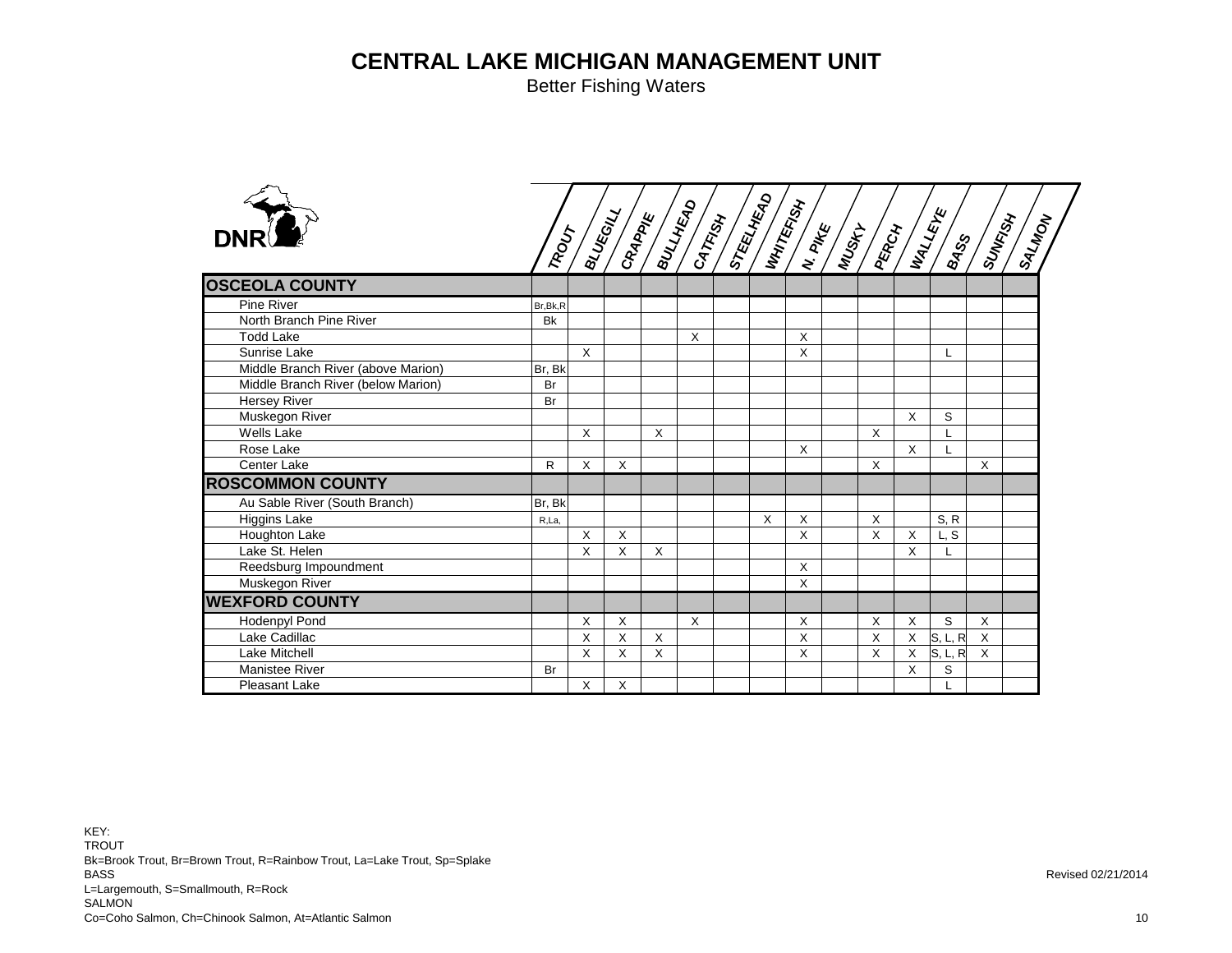# CENTRAL LAKE MICHIGAN MANAGEMENT UNIT

Better Fishing Waters

DNR

| | TROUT | BLUEGILL | CRAPPIE | BULLHEAD | CATFISH | STEELHEAD | WHITEFISH | N. PIKE | MUSKY | PERCH | WALLEYE | BASS | SUNFISH | SALMON |
|---|---|---|---|---|---|---|---|---|---|---|---|---|---|---|
| **OSCEOLA COUNTY** | | | | | | | | | | | | | | |
| Pine River | Br,Bk,R | | | | | | | | | | | | | |
| North Branch Pine River | Bk | | | | | | | | | | | | | |
| Todd Lake | | | | | X | | | X | | | | | | |
| Sunrise Lake | | X | | | | | | X | | | | L | | |
| Middle Branch River (above Marion) | Br, Bk | | | | | | | | | | | | | |
| Middle Branch River (below Marion) | Br | | | | | | | | | | | | | |
| Hersey River | Br | | | | | | | | | | | | | |
| Muskegon River | | | | | | | | | | | X | S | | |
| Wells Lake | | X | | X | | | | | | X | | L | | |
| Rose Lake | | | | | | | | X | | | X | L | | |
| Center Lake | R | X | X | | | | | | | X | | | X | |
| **ROSCOMMON COUNTY** | | | | | | | | | | | | | | |
| Au Sable River (South Branch) | Br, Bk | | | | | | | | | | | | | |
| Higgins Lake | R,La, | | | | | | X | X | | X | | S, R | | |
| Houghton Lake | | X | X | | | | | X | | X | X | L, S | | |
| Lake St. Helen | | X | X | X | | | | | | | X | L | | |
| Reedsburg Impoundment | | | | | | | | X | | | | | | |
| Muskegon River | | | | | | | | X | | | | | | |
| **WEXFORD COUNTY** | | | | | | | | | | | | | | |
| Hodenpyl Pond | | X | X | | X | | | X | | X | X | S | X | |
| Lake Cadillac | | X | X | X | | | | X | | X | X | S, L, R | X | |
| Lake Mitchell | | X | X | X | | | | X | | X | X | S, L, R | X | |
| Manistee River | Br | | | | | | | | | | X | S | | |
| Pleasant Lake | | X | X | | | | | | | | | L | | |

KEY:
TROUT
Bk=Brook Trout, Br=Brown Trout, R=Rainbow Trout, La=Lake Trout, Sp=Splake
BASS
L=Largemouth, S=Smallmouth, R=Rock
SALMON
Co=Coho Salmon, Ch=Chinook Salmon, At=Atlantic Salmon

Revised 02/21/2014